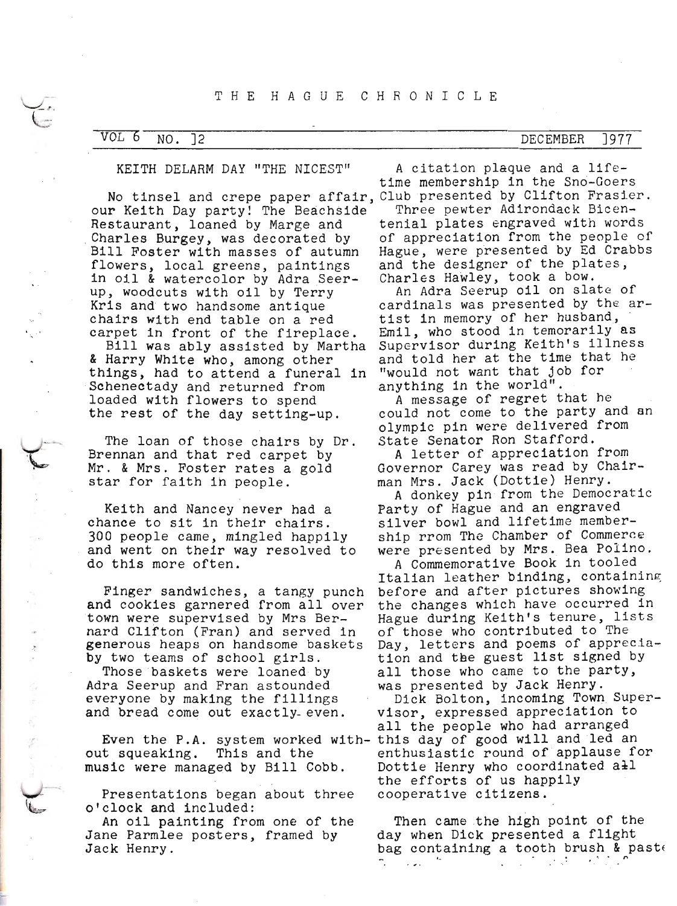# THE HAGUE CHRONICLE

VOL 6 NO. 12 DECEMBER 1977

## KEITH DELARM DAY "THE NICEST"

No tinsel and crepe paper affair, our Keith Day party! The Beachside Restaurant, loaned by Marge and Charles Burgey, was decorated by Bill Foster with masses of autumn flowers, local greens, paintings in oil & watercolor by Adra Seerup, woodcuts with oil by Terry Kris and two handsome antique chairs with end table on a red carpet in front of the fireplace.

Bill was ably assisted by Martha & Harry White who, among other things, had to attend a funeral in Schenectady and returned from loaded with flowers to spend the rest of the day setting-up.

The loan of those chairs by Dr. Brennan and that red carpet by Mr. & Mrs. Foster rates a gold star for faith in people.

Keith and Nancey never had a chance to sit in their chairs. 300 people came, mingled happily and went on their way resolved to do this more often.

Finger sandwiches, a tangy punch and cookies garnered from all over town were supervised by Mrs Bernard Clifton (Fran) and served in generous heaps on handsome baskets by two teams of school girls.

Those baskets were loaned by Adra Seerup and Fran astounded everyone by making the fillings and bread come out exactly even.

Even the P.A. system worked without squeaking. This and the music were managed by Bill Cobb.

Presentations began about three o'clock and included:

An oil painting from one of the Jane Parmlee posters, framed by Jack Henry.

A citation plaque and a lifetime membership in the Sno-Goers Club presented by Clifton Frasier.

Three pewter Adirondack Bicentenial plates engraved with words of appreciation from the people of Hague, were presented by Ed Crabbs and the designer of the plates, Charles Hawley, took a bow.

An Adra Seerup oil on slate of cardinals was presented by the artist in memory of her husband, Emil, who stood in temorarily as Supervisor during Keith's illness and told her at the time that he "would not want that job for anything in the world".

A message of regret that he could not come to the party and an olympic pin were delivered from State Senator Ron Stafford.

A letter of appreciation from Governor Carey was read by Chairman Mrs. Jack (Dottie) Henry.

A donkey pin from the Democratic Party of Hague and an engraved silver bowl and lifetime membership rrom The Chamber of Commerce were presented by Mrs. Bea Polino.

A Commemorative Book in tooled Italian leather binding, containing before and after pictures showing the changes which have occurred in Hague during Keith's tenure, lists of those who contributed to The Day, letters and poems of appreciation and the guest list signed by all those who came to the party, was presented by Jack Henry.

Dick Bolton, incoming Town Supervisor, expressed appreciation to all the people who had arranged this day of good will and led an enthusiastic round of applause for Dottie Henry who coordinated all the efforts of us happily cooperative citizens.

Then came the high point of the day when Dick presented a flight bag containing a tooth brush & paste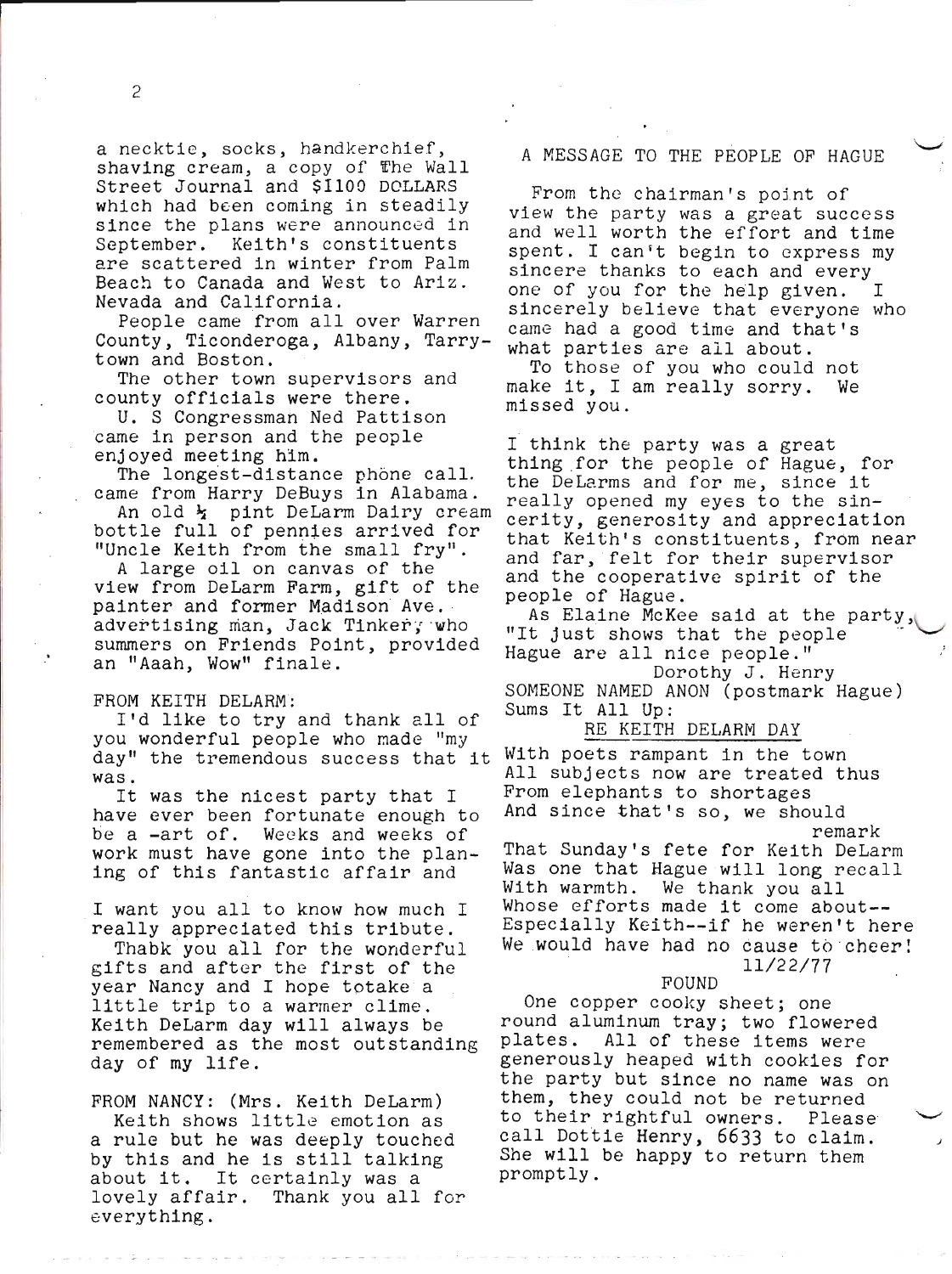a necktie, socks, handkerchief, shaving cream, a copy of The Wall Street Journal and $1100 DOLLARS which had been coming in steadily since the plans were announced in September. Keith's constituents are scattered in winter from Palm Beach to Canada and West to Ariz. Nevada and California.

People came from all over Warren County, Ticonderoga, Albany, Tarrytown and Boston.

The other town supervisors and county officials were there.

U. S Congressman Ned Pattison came in person and the people enjoyed meeting him.

The longest-distance phone call came from Harry DeBuys in Alabama.

An old ½ pint DeLarm Dairy cream bottle full of pennies arrived for "Uncle Keith from the small fry".

A large oil on canvas of the view from DeLarm Farm, gift of the painter and former Madison Ave. advertising man, Jack Tinker, who summers on Friends Point, provided an "Aaah, Wow" finale.

FROM KEITH DELARM:

I'd like to try and thank all of you wonderful people who made "my day" the tremendous success that it was.

It was the nicest party that I have ever been fortunate enough to be a -art of. Weeks and weeks of work must have gone into the planing of this fantastic affair and

I want you all to know how much I really appreciated this tribute.

Thabk you all for the wonderful gifts and after the first of the year Nancy and I hope totake a little trip to a warmer clime. Keith DeLarm day will always be remembered as the most outstanding day of my life.

FROM NANCY: (Mrs. Keith DeLarm)

Keith shows little emotion as a rule but he was deeply touched by this and he is still talking about it. It certainly was a lovely affair. Thank you all for everything.

A MESSAGE TO THE PEOPLE OF HAGUE

From the chairman's point of view the party was a great success and well worth the effort and time spent. I can't begin to express my sincere thanks to each and every one of you for the help given. I sincerely believe that everyone who came had a good time and that's what parties are all about.

To those of you who could not make it, I am really sorry. We missed you.

I think the party was a great thing for the people of Hague, for the DeLarms and for me, since it really opened my eyes to the sincerity, generosity and appreciation that Keith's constituents, from near and far, felt for their supervisor and the cooperative spirit of the people of Hague.

As Elaine McKee said at the party, "It just shows that the people Hague are all nice people."

Dorothy J. Henry

SOMEONE NAMED ANON (postmark Hague) Sums It All Up:

RE KEITH DELARM DAY

With poets rampant in the town
All subjects now are treated thus
From elephants to shortages
And since that's so, we should remark
That Sunday's fete for Keith DeLarm
Was one that Hague will long recall
With warmth. We thank you all
Whose efforts made it come about--
Especially Keith--if he weren't here
We would have had no cause to cheer!

11/22/77

FOUND

One copper cooky sheet; one round aluminum tray; two flowered plates. All of these items were generously heaped with cookies for the party but since no name was on them, they could not be returned to their rightful owners. Please call Dottie Henry, 6633 to claim. She will be happy to return them promptly.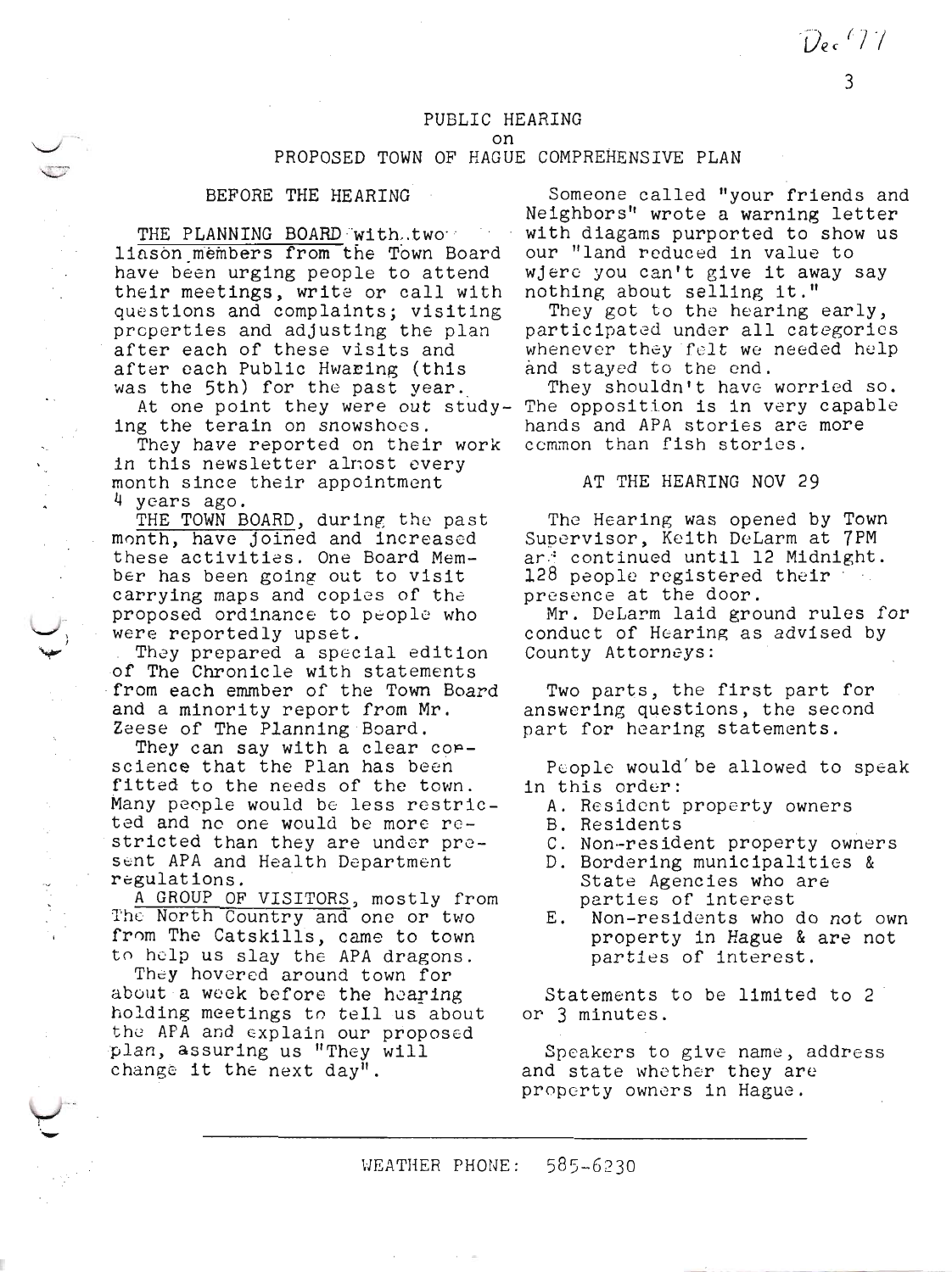Dec '77

# PUBLIC HEARING
## on
## PROPOSED TOWN OF HAGUE COMPREHENSIVE PLAN

### BEFORE THE HEARING

THE PLANNING BOARD with two liason members from the Town Board have been urging people to attend their meetings, write or call with questions and complaints; visiting properties and adjusting the plan after each of these visits and after each Public Hwaring (this was the 5th) for the past year.

At one point they were out studying the terain on snowshoes.

They have reported on their work in this newsletter almost every month since their appointment 4 years ago.

THE TOWN BOARD, during the past month, have joined and increased these activities. One Board Member has been going out to visit carrying maps and copies of the proposed ordinance to people who were reportedly upset.

They prepared a special edition of The Chronicle with statements from each emmber of the Town Board and a minority report from Mr. Zeese of The Planning Board.

They can say with a clear conscience that the Plan has been fitted to the needs of the town. Many people would be less restricted and no one would be more restricted than they are under present APA and Health Department regulations.

A GROUP OF VISITORS, mostly from The North Country and one or two from The Catskills, came to town to help us slay the APA dragons.

They hovered around town for about a week before the hearing holding meetings to tell us about the APA and explain our proposed plan, assuring us "They will change it the next day".

Someone called "your friends and Neighbors" wrote a warning letter with diagams purported to show us our "land reduced in value to wjere you can't give it away say nothing about selling it."

They got to the hearing early, participated under all categories whenever they felt we needed help and stayed to the end.

They shouldn't have worried so. The opposition is in very capable hands and APA stories are more common than fish stories.

### AT THE HEARING NOV 29

The Hearing was opened by Town Supervisor, Keith DeLarm at 7PM and continued until 12 Midnight. 128 people registered their presence at the door.

Mr. DeLarm laid ground rules for conduct of Hearing as advised by County Attorneys:

Two parts, the first part for answering questions, the second part for hearing statements.

People would be allowed to speak in this order:

A. Resident property owners
B. Residents
C. Non-resident property owners
D. Bordering municipalities & State Agencies who are parties of interest
E. Non-residents who do not own property in Hague & are not parties of interest.

Statements to be limited to 2 or 3 minutes.

Speakers to give name, address and state whether they are property owners in Hague.

---

WEATHER PHONE: 585-6230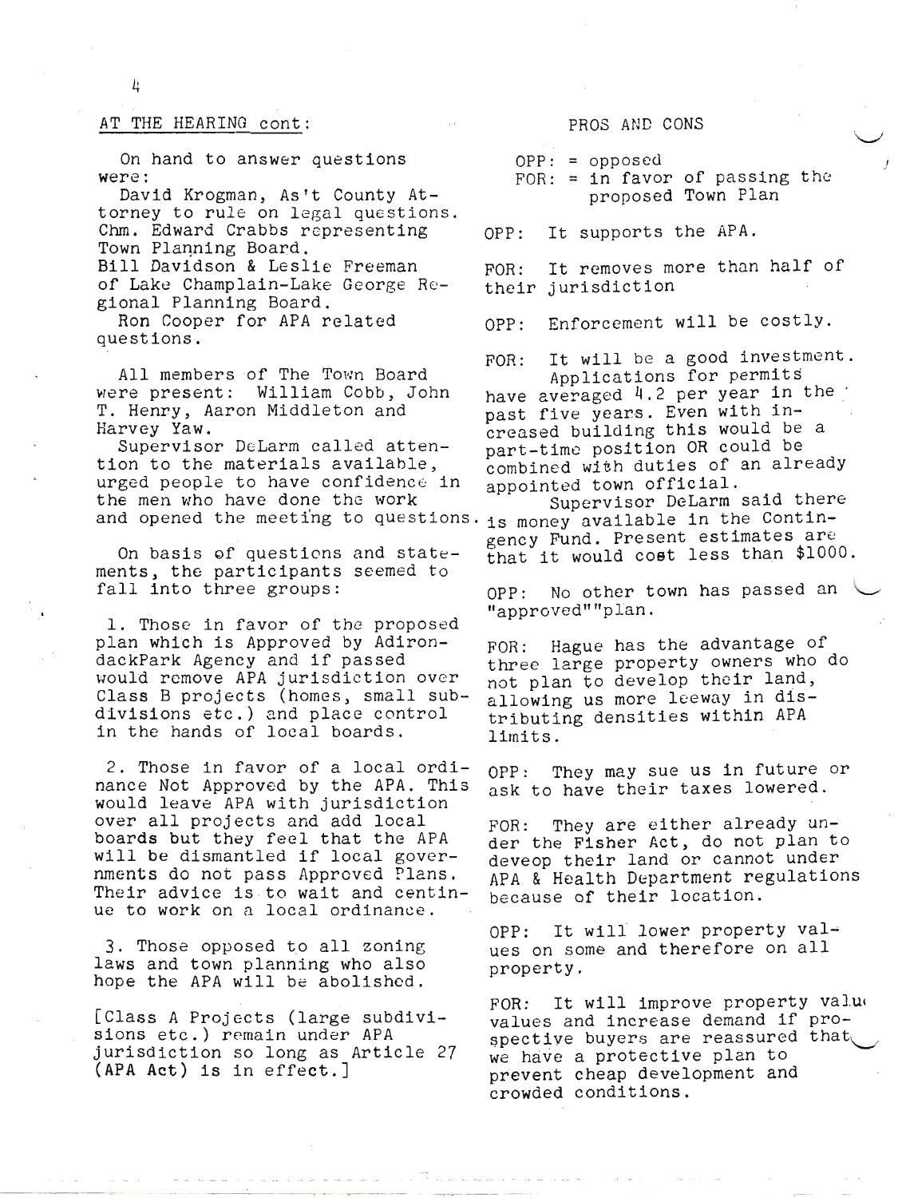## AT THE HEARING cont:

On hand to answer questions were:

David Krogman, As't County Attorney to rule on legal questions.
Chm. Edward Crabbs representing Town Planning Board.
Bill Davidson & Leslie Freeman of Lake Champlain-Lake George Regional Planning Board.
Ron Cooper for APA related questions.

All members of The Town Board were present: William Cobb, John T. Henry, Aaron Middleton and Harvey Yaw.

Supervisor DeLarm called attention to the materials available, urged people to have confidence in the men who have done the work and opened the meeting to questions.

On basis of questions and statements, the participants seemed to fall into three groups:

1. Those in favor of the proposed plan which is Approved by AdirondackPark Agency and if passed would remove APA jurisdiction over Class B projects (homes, small subdivisions etc.) and place control in the hands of local boards.

2. Those in favor of a local ordinance Not Approved by the APA. This would leave APA with jurisdiction over all projects and add local boards but they feel that the APA will be dismantled if local governments do not pass Approved Plans. Their advice is to wait and centinue to work on a local ordinance.

3. Those opposed to all zoning laws and town planning who also hope the APA will be abolished.

[Class A Projects (large subdivisions etc.) remain under APA jurisdiction so long as Article 27 (APA Act) is in effect.]

## PROS AND CONS

OPP: = opposed
FOR: = in favor of passing the proposed Town Plan

OPP: It supports the APA.

FOR: It removes more than half of their jurisdiction

OPP: Enforcement will be costly.

FOR: It will be a good investment. Applications for permits have averaged 4.2 per year in the past five years. Even with increased building this would be a part-time position OR could be combined with duties of an already appointed town official.
Supervisor DeLarm said there is money available in the Contingency Fund. Present estimates are that it would cost less than $1000.

OPP: No other town has passed an "approved""plan.

FOR: Hague has the advantage of three large property owners who do not plan to develop their land, allowing us more leeway in distributing densities within APA limits.

OPP: They may sue us in future or ask to have their taxes lowered.

FOR: They are either already under the Fisher Act, do not plan to deveop their land or cannot under APA & Health Department regulations because of their location.

OPP: It will lower property values on some and therefore on all property.

FOR: It will improve property values and increase demand if prospective buyers are reassured that we have a protective plan to prevent cheap development and crowded conditions.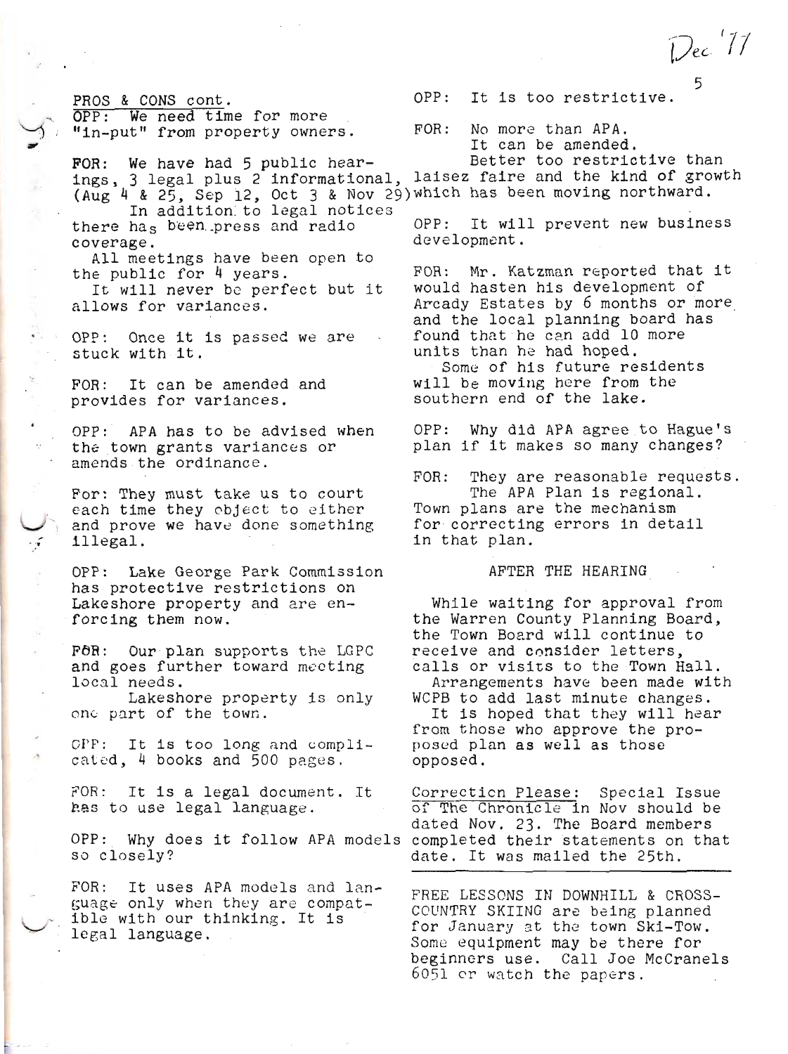PROS & CONS cont.

OPP: We need time for more "in-put" from property owners.

FOR: We have had 5 public hearings, 3 legal plus 2 informational, (Aug 4 & 25, Sep 12, Oct 3 & Nov 29)

In addition to legal notices there has been press and radio coverage.

All meetings have been open to the public for 4 years.

It will never be perfect but it allows for variances.

OPP: Once it is passed we are stuck with it.

FOR: It can be amended and provides for variances.

OPP: APA has to be advised when the town grants variances or amends the ordinance.

For: They must take us to court each time they object to either and prove we have done something illegal.

OPP: Lake George Park Commission has protective restrictions on Lakeshore property and are enforcing them now.

FOR: Our plan supports the LGPC and goes further toward meeting local needs.

Lakeshore property is only one part of the town.

OPP: It is too long and complicated, 4 books and 500 pages.

FOR: It is a legal document. It has to use legal language.

OPP: Why does it follow APA models so closely?

FOR: It uses APA models and language only when they are compatible with our thinking. It is legal language.

OPP: It is too restrictive.

FOR: No more than APA.
It can be amended.
Better too restrictive than laisez faire and the kind of growth which has been moving northward.

OPP: It will prevent new business development.

FOR: Mr. Katzman reported that it would hasten his development of Arcady Estates by 6 months or more and the local planning board has found that he can add 10 more units than he had hoped.

Some of his future residents will be moving here from the southern end of the lake.

OPP: Why did APA agree to Hague's plan if it makes so many changes?

FOR: They are reasonable requests. The APA Plan is regional. Town plans are the mechanism for correcting errors in detail in that plan.

## AFTER THE HEARING

While waiting for approval from the Warren County Planning Board, the Town Board will continue to receive and consider letters, calls or visits to the Town Hall.

Arrangements have been made with WCPB to add last minute changes.

It is hoped that they will hear from those who approve the proposed plan as well as those opposed.

Correction Please: Special Issue of The Chronicle in Nov should be dated Nov. 23. The Board members completed their statements on that date. It was mailed the 25th.

---

FREE LESSONS IN DOWNHILL & CROSS-COUNTRY SKIING are being planned for January at the town Ski-Tow. Some equipment may be there for beginners use. Call Joe McCranels 6051 or watch the papers.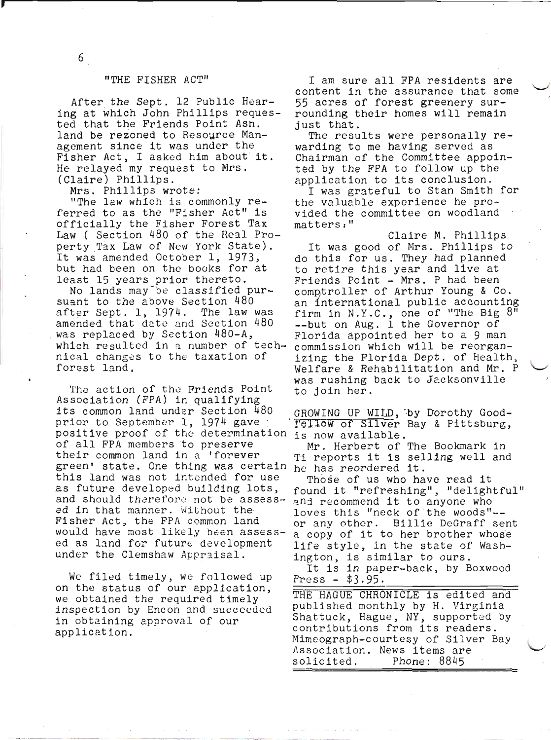## "THE FISHER ACT"

After the Sept. 12 Public Hearing at which John Phillips requested that the Friends Point Asn. land be rezoned to Resource Management since it was under the Fisher Act, I asked him about it. He relayed my request to Mrs. (Claire) Phillips.

Mrs. Phillips wrote:

"The law which is commonly referred to as the "Fisher Act" is officially the Fisher Forest Tax Law ( Section 480 of the Real Property Tax Law of New York State). It was amended October 1, 1973, but had been on the books for at least 15 years prior thereto.

No lands may be classified pursuant to the above Section 480 after Sept. 1, 1974. The law was amended that date and Section 480 was replaced by Section 480-A, which resulted in a number of technical changes to the taxation of forest land.

The action of the Friends Point Association (FPA) in qualifying its common land under Section 480 prior to September 1, 1974 gave positive proof of the determination of all FPA members to preserve their common land in a 'forever green' state. One thing was certain this land was not intended for use as future developed building lots, and should therefore not be assessed in that manner. Without the Fisher Act, the FPA common land would have most likely been assessed as land for future development under the Clemshaw Appraisal.

We filed timely, we followed up on the status of our application, we obtained the required timely inspection by Encon and succeeded in obtaining approval of our application.

I am sure all FPA residents are content in the assurance that some 55 acres of forest greenery surrounding their homes will remain just that.

The results were personally rewarding to me having served as Chairman of the Committee appointed by the FPA to follow up the application to its conclusion.

I was grateful to Stan Smith for the valuable experience he provided the committee on woodland matters."

Claire M. Phillips

It was good of Mrs. Phillips to do this for us. They had planned to retire this year and live at Friends Point - Mrs. P had been comptroller of Arthur Young & Co. an international public accounting firm in N.Y.C., one of "The Big 8" --but on Aug. 1 the Governor of Florida appointed her to a 9 man commission which will be reorganizing the Florida Dept. of Health, Welfare & Rehabilitation and Mr. P was rushing back to Jacksonville to join her.

<u>GROWING UP WILD</u>, by Dorothy Goodfellow of Silver Bay & Pittsburg, is now available.

Mr. Herbert of The Bookmark in Ti reports it is selling well and he has reordered it.

Those of us who have read it found it "refreshing", "delightful" and recommend it to anyone who loves this "neck of the woods"-- or any other. Billie DeGraff sent a copy of it to her brother whose life style, in the state of Washington, is similar to ours.

It is in paper-back, by Boxwood Press - $3.95.

---

THE HAGUE CHRONICLE is edited and published monthly by H. Virginia Shattuck, Hague, NY, supported by contributions from its readers. Mimeograph-courtesy of Silver Bay Association. News items are solicited. Phone: 8845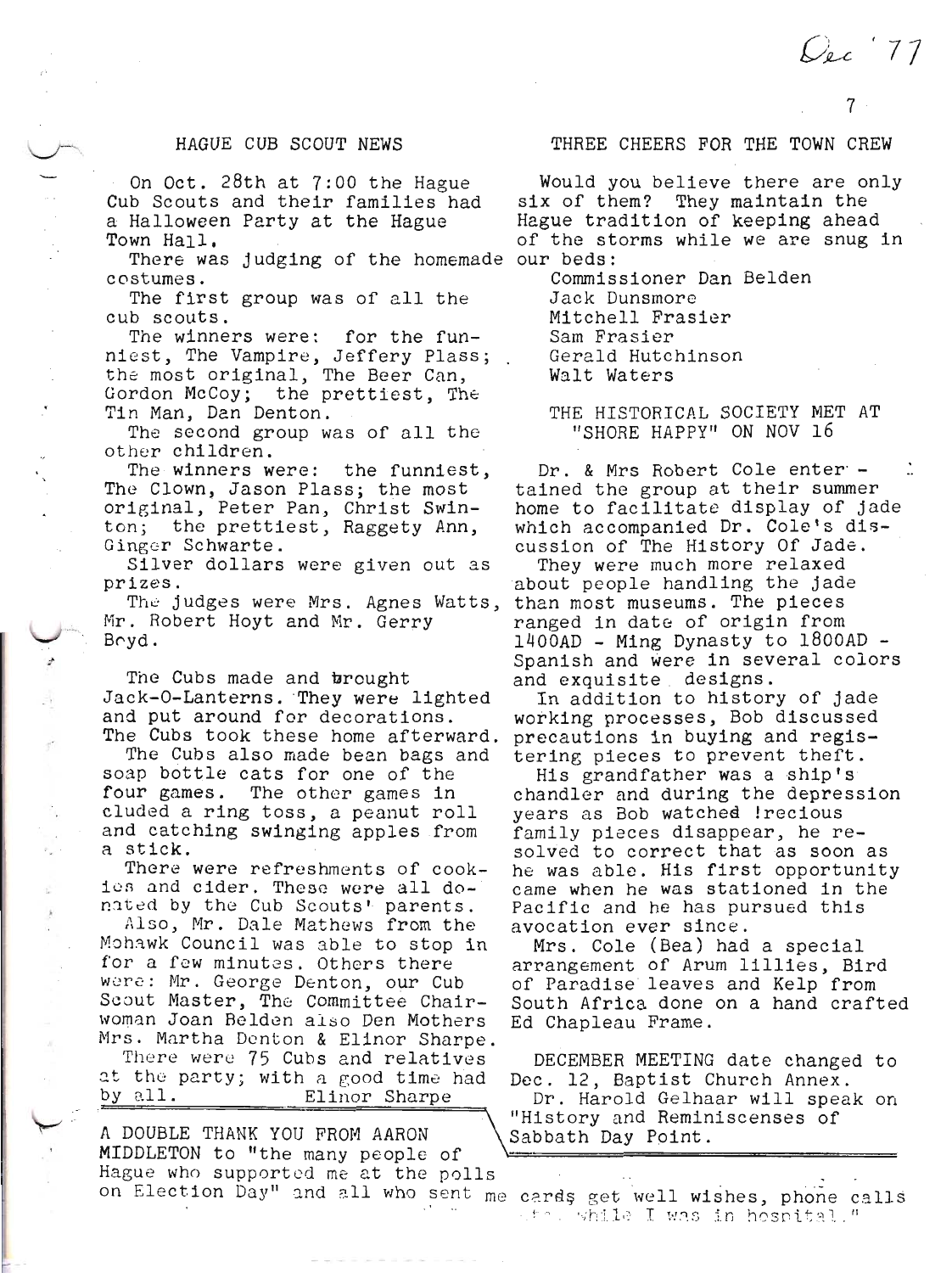Dec '77

## HAGUE CUB SCOUT NEWS

On Oct. 28th at 7:00 the Hague Cub Scouts and their families had a Halloween Party at the Hague Town Hall.

There was judging of the homemade costumes.

The first group was of all the cub scouts.

The winners were: for the funniest, The Vampire, Jeffery Plass; the most original, The Beer Can, Gordon McCoy; the prettiest, The Tin Man, Dan Denton.

The second group was of all the other children.

The winners were: the funniest, The Clown, Jason Plass; the most original, Peter Pan, Christ Swinton; the prettiest, Raggety Ann, Ginger Schwarte.

Silver dollars were given out as prizes.

The judges were Mrs. Agnes Watts, Mr. Robert Hoyt and Mr. Gerry Boyd.

The Cubs made and brought Jack-O-Lanterns. They were lighted and put around for decorations. The Cubs took these home afterward.

The Cubs also made bean bags and soap bottle cats for one of the four games. The other games included a ring toss, a peanut roll and catching swinging apples from a stick.

There were refreshments of cookies and cider. These were all donated by the Cub Scouts' parents.

Also, Mr. Dale Mathews from the Mohawk Council was able to stop in for a few minutes. Others there were: Mr. George Denton, our Cub Scout Master, The Committee Chairwoman Joan Belden also Den Mothers Mrs. Martha Denton & Elinor Sharpe.

There were 75 Cubs and relatives at the party; with a good time had by all. Elinor Sharpe

## THREE CHEERS FOR THE TOWN CREW

Would you believe there are only six of them? They maintain the Hague tradition of keeping ahead of the storms while we are snug in our beds:

Commissioner Dan Belden
Jack Dunsmore
Mitchell Frasier
Sam Frasier
Gerald Hutchinson
Walt Waters

## THE HISTORICAL SOCIETY MET AT "SHORE HAPPY" ON NOV 16

Dr. & Mrs Robert Cole entertained the group at their summer home to facilitate display of jade which accompanied Dr. Cole's discussion of The History Of Jade.

They were much more relaxed about people handling the jade than most museums. The pieces ranged in date of origin from 1400AD - Ming Dynasty to 1800AD - Spanish and were in several colors and exquisite designs.

In addition to history of jade working processes, Bob discussed precautions in buying and registering pieces to prevent theft.

His grandfather was a ship's chandler and during the depression years as Bob watched !recious family pieces disappear, he resolved to correct that as soon as he was able. His first opportunity came when he was stationed in the Pacific and he has pursued this avocation ever since.

Mrs. Cole (Bea) had a special arrangement of Arum lillies, Bird of Paradise leaves and Kelp from South Africa done on a hand crafted Ed Chapleau Frame.

DECEMBER MEETING date changed to Dec. 12, Baptist Church Annex.

Dr. Harold Gelhaar will speak on "History and Reminiscenses of Sabbath Day Point.

A DOUBLE THANK YOU FROM AARON MIDDLETON to "the many people of Hague who supported me at the polls on Election Day" and all who sent me cards get well wishes, phone calls ... while I was in hospital."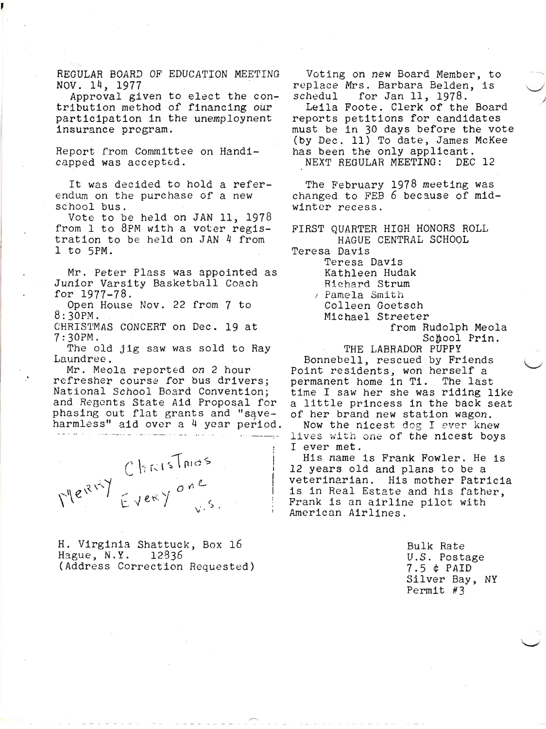REGULAR BOARD OF EDUCATION MEETING NOV. 14, 1977

Approval given to elect the contribution method of financing our participation in the unemploynent insurance program.

Report from Committee on Handicapped was accepted.

It was decided to hold a referendum on the purchase of a new school bus.

Vote to be held on JAN 11, 1978 from 1 to 8PM with a voter registration to be held on JAN 4 from 1 to 5PM.

Mr. Peter Plass was appointed as Junior Varsity Basketball Coach for 1977-78.

Open House Nov. 22 from 7 to 8:30PM.

CHRISTMAS CONCERT on Dec. 19 at 7:30PM.

The old jig saw was sold to Ray Laundree.

Mr. Meola reported on 2 hour refresher course for bus drivers; National School Board Convention; and Regents State Aid Proposal for phasing out flat grants and "save-harmless" aid over a 4 year period.

Merry Christmas Every one V.S.

Voting on new Board Member, to replace Mrs. Barbara Belden, is schedul for Jan 11, 1978.

Leila Foote. Clerk of the Board reports petitions for candidates must be in 30 days before the vote (by Dec. 11) To date, James McKee has been the only applicant.

NEXT REGULAR MEETING: DEC 12

The February 1978 meeting was changed to FEB 6 because of mid-winter recess.

FIRST QUARTER HIGH HONORS ROLL
HAGUE CENTRAL SCHOOL

Teresa Davis
- Teresa Davis
- Kathleen Hudak
- Richard Strum
- Pamela Smith
- Colleen Goetsch
- Michael Streeter

from Rudolph Meola
School Prin.

THE LABRADOR PUPPY

Bonnebell, rescued by Friends Point residents, won herself a permanent home in Ti. The last time I saw her she was riding like a little princess in the back seat of her brand new station wagon.

Now the nicest dog I ever knew lives with one of the nicest boys I ever met.

His name is Frank Fowler. He is 12 years old and plans to be a veterinarian. His mother Patricia is in Real Estate and his father, Frank is an airline pilot with American Airlines.

H. Virginia Shattuck, Box 16
Hague, N.Y. 12836
(Address Correction Requested)

Bulk Rate
U.S. Postage
7.5 ¢ PAID
Silver Bay, NY
Permit #3